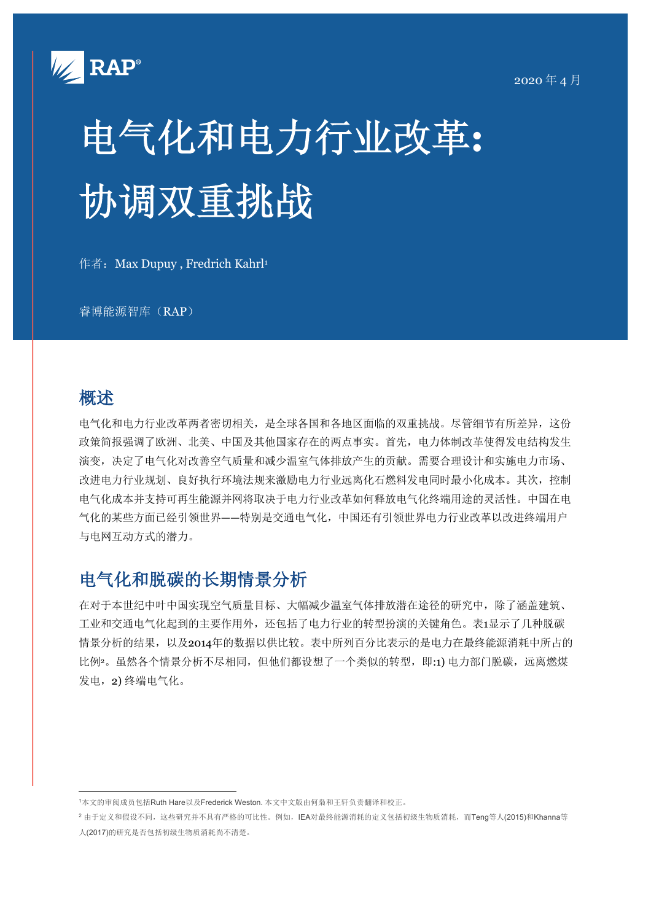RAP®

2020 年 4 月

# 电气化和电力行业改革：协调双重挑战

作者：Max Dupuy , Fredrich Kahrl[1]

睿博能源智库（RAP）

## 概述

电气化和电力行业改革两者密切相关，是全球各国和各地区面临的双重挑战。尽管细节有所差异，这份政策简报强调了欧洲、北美、中国及其他国家存在的两点事实。首先，电力体制改革使得发电结构发生演变，决定了电气化对改善空气质量和减少温室气体排放产生的贡献。需要合理设计和实施电力市场、改进电力行业规划、良好执行环境法规来激励电力行业远离化石燃料发电同时最小化成本。其次，控制电气化成本并支持可再生能源并网将取决于电力行业改革如何释放电气化终端用途的灵活性。中国在电气化的某些方面已经引领世界——特别是交通电气化，中国还有引领世界电力行业改革以改进终端用户与电网互动方式的潜力。

## 电气化和脱碳的长期情景分析

在对于本世纪中叶中国实现空气质量目标、大幅减少温室气体排放潜在途径的研究中，除了涵盖建筑、工业和交通电气化起到的主要作用外，还包括了电力行业的转型扮演的关键角色。表1显示了几种脱碳情景分析的结果，以及2014年的数据以供比较。表中所列百分比表示的是电力在最终能源消耗中所占的比例[2]。虽然各个情景分析不尽相同，但他们都设想了一个类似的转型，即:1) 电力部门脱碳，远离燃煤发电，2) 终端电气化。

---

[1]本文的审阅成员包括Ruth Hare以及Frederick Weston. 本文中文版由何菊和王轩负责翻译和校正。

[2] 由于定义和假设不同，这些研究并不具有严格的可比性。例如，IEA对最终能源消耗的定义包括初级生物质消耗，而Teng等人(2015)和Khanna等人(2017)的研究是否包括初级生物质消耗尚不清楚。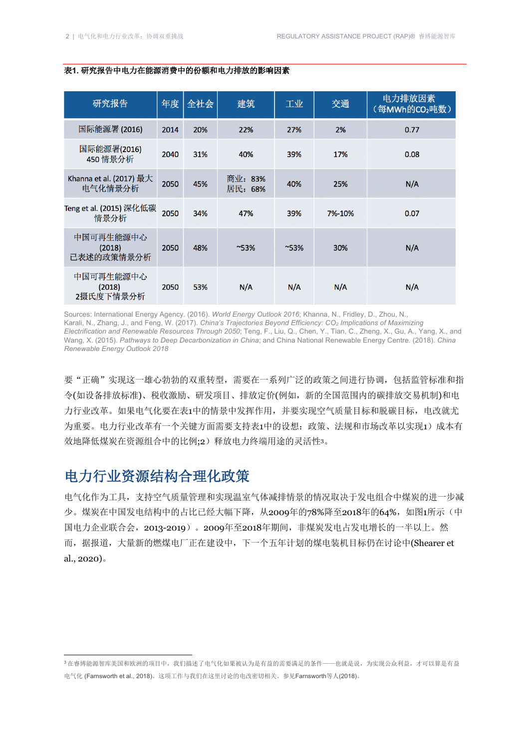**表1. 研究报告中电力在能源消费中的份额和电力排放的影响因素**

| 研究报告 | 年度 | 全社会 | 建筑 | 工业 | 交通 | 电力排放因素（每MWh的$CO_2$吨数） |
|---|---|---|---|---|---|---|
| 国际能源署 (2016) | 2014 | 20% | 22% | 27% | 2% | 0.77 |
| 国际能源署(2016) 450 情景分析 | 2040 | 31% | 40% | 39% | 17% | 0.08 |
| Khanna et al. (2017) 最大电气化情景分析 | 2050 | 45% | 商业：83% 居民：68% | 40% | 25% | N/A |
| Teng et al. (2015) 深化低碳情景分析 | 2050 | 34% | 47% | 39% | 7%-10% | 0.07 |
| 中国可再生能源中心 (2018) 已表述的政策情景分析 | 2050 | 48% | ~53% | ~53% | 30% | N/A |
| 中国可再生能源中心 (2018) 2摄氏度下情景分析 | 2050 | 53% | N/A | N/A | N/A | N/A |

Sources: International Energy Agency. (2016). *World Energy Outlook 2016*; Khanna, N., Fridley, D., Zhou, N., Karali, N., Zhang, J., and Feng, W. (2017). *China's Trajectories Beyond Efficiency: $CO_2$ Implications of Maximizing Electrification and Renewable Resources Through 2050*; Teng, F., Liu, Q., Chen, Y., Tian, C., Zheng, X., Gu, A., Yang, X., and Wang, X. (2015). *Pathways to Deep Decarbonization in China*; and China National Renewable Energy Centre. (2018). *China Renewable Energy Outlook 2018*

要"正确"实现这一雄心勃勃的双重转型，需要在一系列广泛的政策之间进行协调，包括监管标准和指令(如设备排放标准)、税收激励、研发项目、排放定价(例如，新的全国范围内的碳排放交易机制)和电力行业改革。如果电气化要在表1中的情景中发挥作用，并要实现空气质量目标和脱碳目标，电改就尤为重要。电力行业改革有一个关键方面需要支持表1中的设想：政策、法规和市场改革以实现1）成本有效地降低煤炭在资源组合中的比例;2）释放电力终端用途的灵活性[3]。

## 电力行业资源结构合理化政策

电气化作为工具，支持空气质量管理和实现温室气体减排情景的情况取决于发电组合中煤炭的进一步减少。煤炭在中国发电结构中的占比已经大幅下降，从2009年的78%降至2018年的64%，如图1所示（中国电力企业联合会，2013-2019）。2009年至2018年期间，非煤炭发电占发电增长的一半以上。然而，据报道，大量新的燃煤电厂正在建设中，下一个五年计划的煤电装机目标仍在讨论中(Shearer et al., 2020)。

[3] 在睿博能源智库美国和欧洲的项目中，我们描述了电气化如果被认为是有益的需要满足的条件——也就是说，为实现公众利益，才可以算是有益电气化 (Farnsworth et al., 2018)。这项工作与我们在这里讨论的电改密切相关。参见Farnsworth等人(2018)。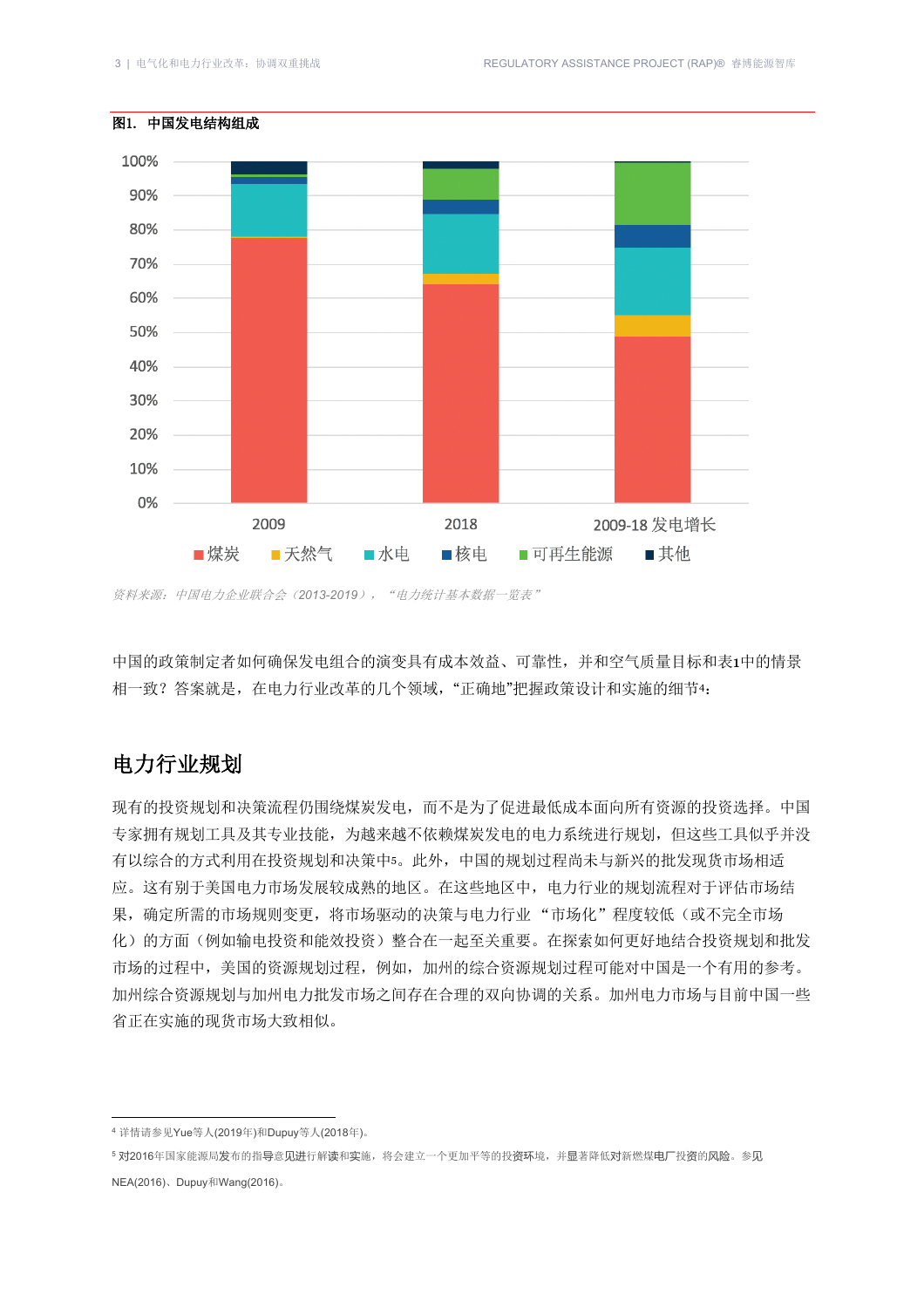**图1. 中国发电结构组成**

资料来源：中国电力企业联合会（2013-2019），“电力统计基本数据一览表”

中国的政策制定者如何确保发电组合的演变具有成本效益、可靠性，并和空气质量目标和表1中的情景相一致？答案就是，在电力行业改革的几个领域，“正确地”把握政策设计和实施的细节[4]：

## 电力行业规划

现有的投资规划和决策流程仍围绕煤炭发电，而不是为了促进最低成本面向所有资源的投资选择。中国专家拥有规划工具及其专业技能，为越来越不依赖煤炭发电的电力系统进行规划，但这些工具似乎并没有以综合的方式利用在投资规划和决策中[5]。此外，中国的规划过程尚未与新兴的批发现货市场相适应。这有别于美国电力市场发展较成熟的地区。在这些地区中，电力行业的规划流程对于评估市场结果，确定所需的市场规则变更，将市场驱动的决策与电力行业 “市场化”程度较低（或不完全市场化）的方面（例如输电投资和能效投资）整合在一起至关重要。在探索如何更好地结合投资规划和批发市场的过程中，美国的资源规划过程，例如，加州的综合资源规划过程可能对中国是一个有用的参考。加州综合资源规划与加州电力批发市场之间存在合理的双向协调的关系。加州电力市场与目前中国一些省正在实施的现货市场大致相似。

[4] 详情请参见Yue等人(2019年)和Dupuy等人(2018年)。

[5] 对2016年国家能源局发布的指导意见进行解读和实施，将会建立一个更加平等的投资环境，并显著降低对新燃煤电厂投资的风险。参见NEA(2016)、Dupuy和Wang(2016)。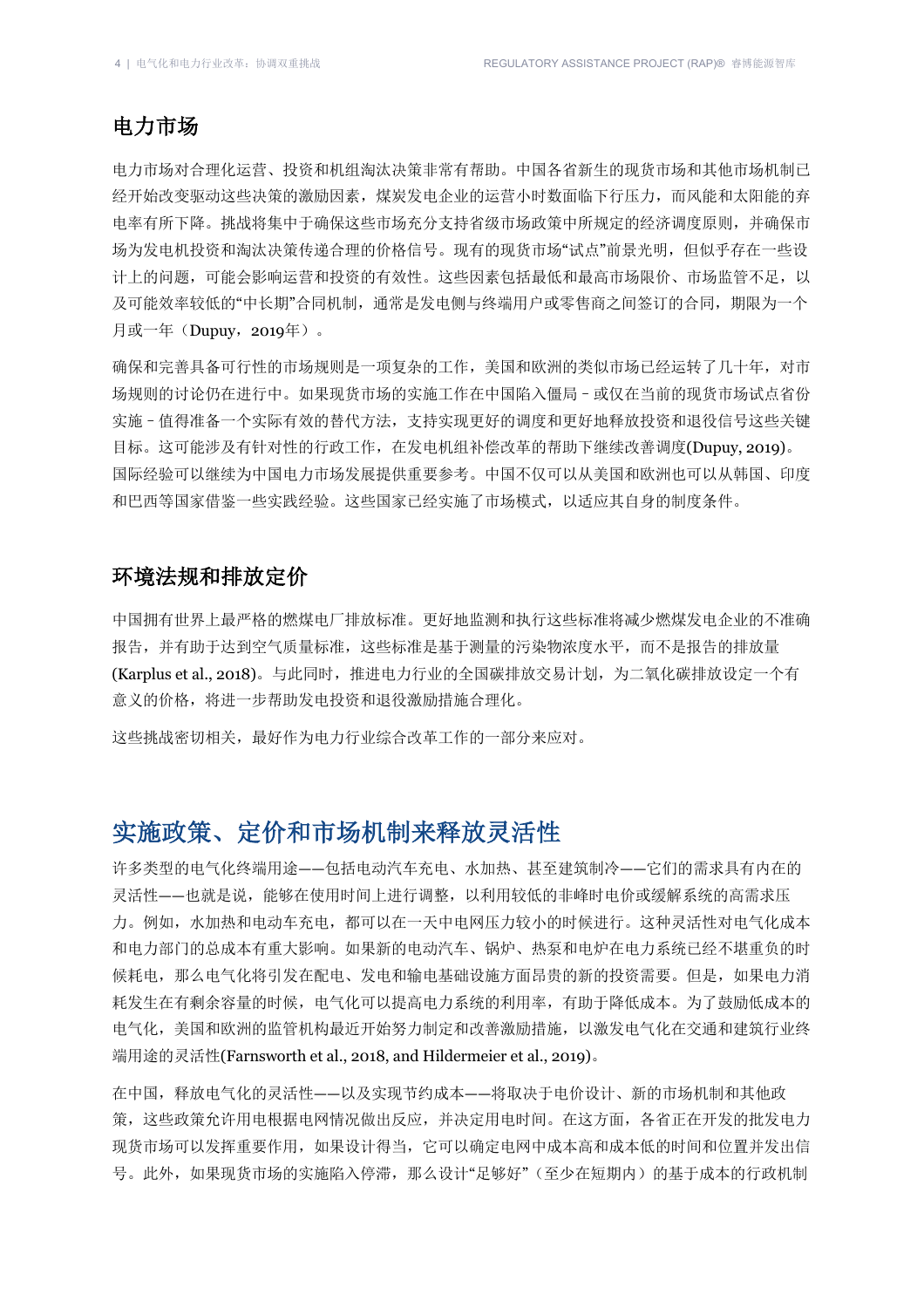## 电力市场

电力市场对合理化运营、投资和机组淘汰决策非常有帮助。中国各省新生的现货市场和其他市场机制已经开始改变驱动这些决策的激励因素，煤炭发电企业的运营小时数面临下行压力，而风能和太阳能的弃电率有所下降。挑战将集中于确保这些市场充分支持省级市场政策中所规定的经济调度原则，并确保市场为发电机投资和淘汰决策传递合理的价格信号。现有的现货市场"试点"前景光明，但似乎存在一些设计上的问题，可能会影响运营和投资的有效性。这些因素包括最低和最高市场限价、市场监管不足，以及可能效率较低的"中长期"合同机制，通常是发电侧与终端用户或零售商之间签订的合同，期限为一个月或一年（Dupuy，2019年）。

确保和完善具备可行性的市场规则是一项复杂的工作，美国和欧洲的类似市场已经运转了几十年，对市场规则的讨论仍在进行中。如果现货市场的实施工作在中国陷入僵局－或仅在当前的现货市场试点省份实施－值得准备一个实际有效的替代方法，支持实现更好的调度和更好地释放投资和退役信号这些关键目标。这可能涉及有针对性的行政工作，在发电机组补偿改革的帮助下继续改善调度(Dupuy, 2019)。国际经验可以继续为中国电力市场发展提供重要参考。中国不仅可以从美国和欧洲也可以从韩国、印度和巴西等国家借鉴一些实践经验。这些国家已经实施了市场模式，以适应其自身的制度条件。

## 环境法规和排放定价

中国拥有世界上最严格的燃煤电厂排放标准。更好地监测和执行这些标准将减少燃煤发电企业的不准确报告，并有助于达到空气质量标准，这些标准是基于测量的污染物浓度水平，而不是报告的排放量(Karplus et al., 2018)。与此同时，推进电力行业的全国碳排放交易计划，为二氧化碳排放设定一个有意义的价格，将进一步帮助发电投资和退役激励措施合理化。

这些挑战密切相关，最好作为电力行业综合改革工作的一部分来应对。

# 实施政策、定价和市场机制来释放灵活性

许多类型的电气化终端用途——包括电动汽车充电、水加热、甚至建筑制冷——它们的需求具有内在的灵活性——也就是说，能够在使用时间上进行调整，以利用较低的非峰时电价或缓解系统的高需求压力。例如，水加热和电动车充电，都可以在一天中电网压力较小的时候进行。这种灵活性对电气化成本和电力部门的总成本有重大影响。如果新的电动汽车、锅炉、热泵和电炉在电力系统已经不堪重负的时候耗电，那么电气化将引发在配电、发电和输电基础设施方面昂贵的新的投资需要。但是，如果电力消耗发生在有剩余容量的时候，电气化可以提高电力系统的利用率，有助于降低成本。为了鼓励低成本的电气化，美国和欧洲的监管机构最近开始努力制定和改善激励措施，以激发电气化在交通和建筑行业终端用途的灵活性(Farnsworth et al., 2018, and Hildermeier et al., 2019)。

在中国，释放电气化的灵活性——以及实现节约成本——将取决于电价设计、新的市场机制和其他政策，这些政策允许用电根据电网情况做出反应，并决定用电时间。在这方面，各省正在开发的批发电力现货市场可以发挥重要作用，如果设计得当，它可以确定电网中成本高和成本低的时间和位置并发出信号。此外，如果现货市场的实施陷入停滞，那么设计"足够好"（至少在短期内）的基于成本的行政机制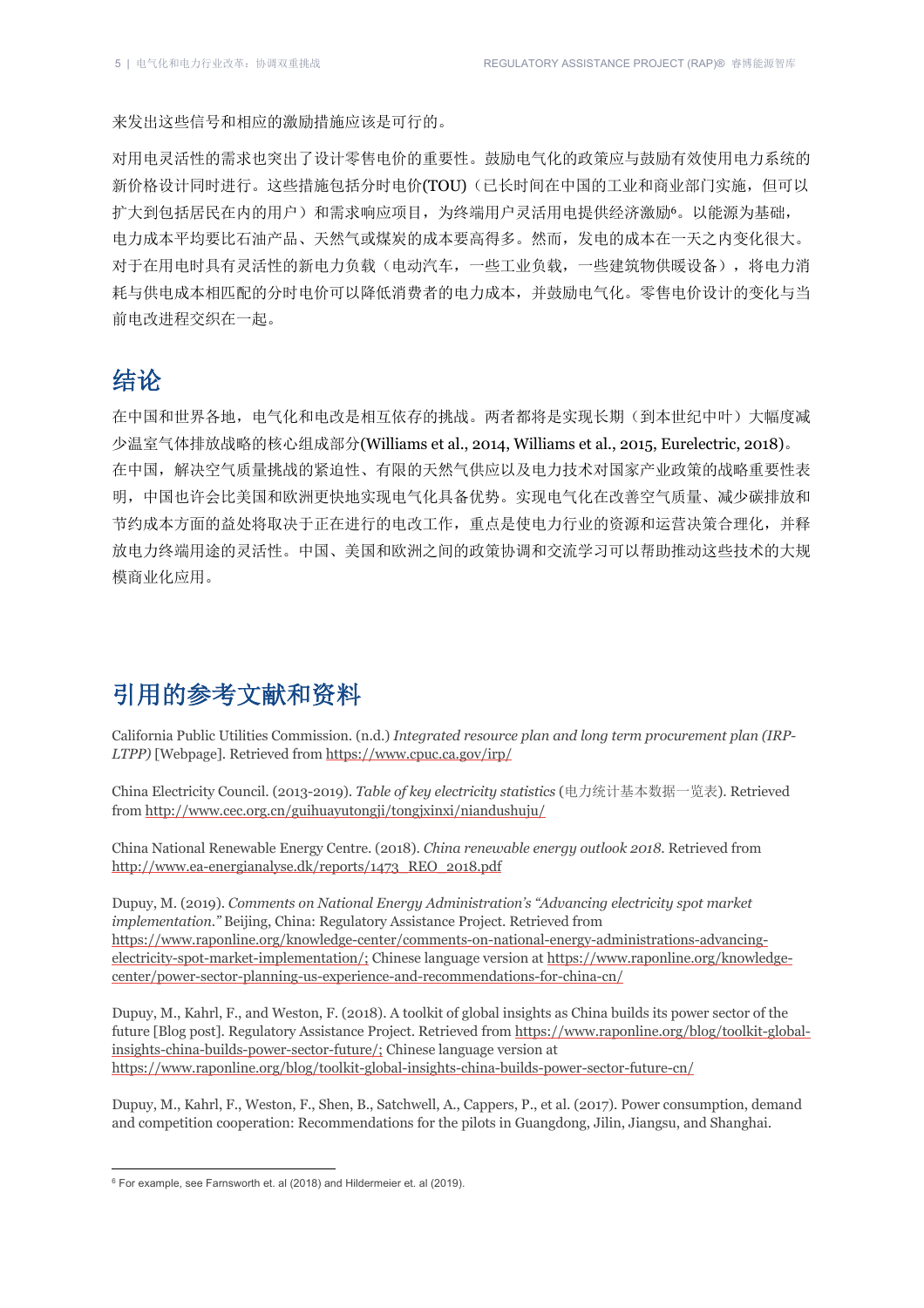来发出这些信号和相应的激励措施应该是可行的。

对用电灵活性的需求也突出了设计零售电价的重要性。鼓励电气化的政策应与鼓励有效使用电力系统的新价格设计同时进行。这些措施包括分时电价(TOU)（已长时间在中国的工业和商业部门实施，但可以扩大到包括居民在内的用户）和需求响应项目，为终端用户灵活用电提供经济激励[6]。以能源为基础，电力成本平均要比石油产品、天然气或煤炭的成本要高得多。然而，发电的成本在一天之内变化很大。对于在用电时具有灵活性的新电力负载（电动汽车，一些工业负载，一些建筑物供暖设备），将电力消耗与供电成本相匹配的分时电价可以降低消费者的电力成本，并鼓励电气化。零售电价设计的变化与当前电改进程交织在一起。

## 结论

在中国和世界各地，电气化和电改是相互依存的挑战。两者都将是实现长期（到本世纪中叶）大幅度减少温室气体排放战略的核心组成部分(Williams et al., 2014, Williams et al., 2015, Eurelectric, 2018)。在中国，解决空气质量挑战的紧迫性、有限的天然气供应以及电力技术对国家产业政策的战略重要性表明，中国也许会比美国和欧洲更快地实现电气化具备优势。实现电气化在改善空气质量、减少碳排放和节约成本方面的益处将取决于正在进行的电改工作，重点是使电力行业的资源和运营决策合理化，并释放电力终端用途的灵活性。中国、美国和欧洲之间的政策协调和交流学习可以帮助推动这些技术的大规模商业化应用。

## 引用的参考文献和资料

California Public Utilities Commission. (n.d.) *Integrated resource plan and long term procurement plan (IRP-LTPP)* [Webpage]. Retrieved from https://www.cpuc.ca.gov/irp/

China Electricity Council. (2013-2019). *Table of key electricity statistics* (电力统计基本数据一览表). Retrieved from http://www.cec.org.cn/guihuayutongji/tongjxinxi/niandushuju/

China National Renewable Energy Centre. (2018). *China renewable energy outlook 2018*. Retrieved from http://www.ea-energianalyse.dk/reports/1473_REO_2018.pdf

Dupuy, M. (2019). *Comments on National Energy Administration's "Advancing electricity spot market implementation."* Beijing, China: Regulatory Assistance Project. Retrieved from https://www.raponline.org/knowledge-center/comments-on-national-energy-administrations-advancing-electricity-spot-market-implementation/; Chinese language version at https://www.raponline.org/knowledge-center/power-sector-planning-us-experience-and-recommendations-for-china-cn/

Dupuy, M., Kahrl, F., and Weston, F. (2018). A toolkit of global insights as China builds its power sector of the future [Blog post]. Regulatory Assistance Project. Retrieved from https://www.raponline.org/blog/toolkit-global-insights-china-builds-power-sector-future/; Chinese language version at https://www.raponline.org/blog/toolkit-global-insights-china-builds-power-sector-future-cn/

Dupuy, M., Kahrl, F., Weston, F., Shen, B., Satchwell, A., Cappers, P., et al. (2017). Power consumption, demand and competition cooperation: Recommendations for the pilots in Guangdong, Jilin, Jiangsu, and Shanghai.

---

[6] For example, see Farnsworth et. al (2018) and Hildermeier et. al (2019).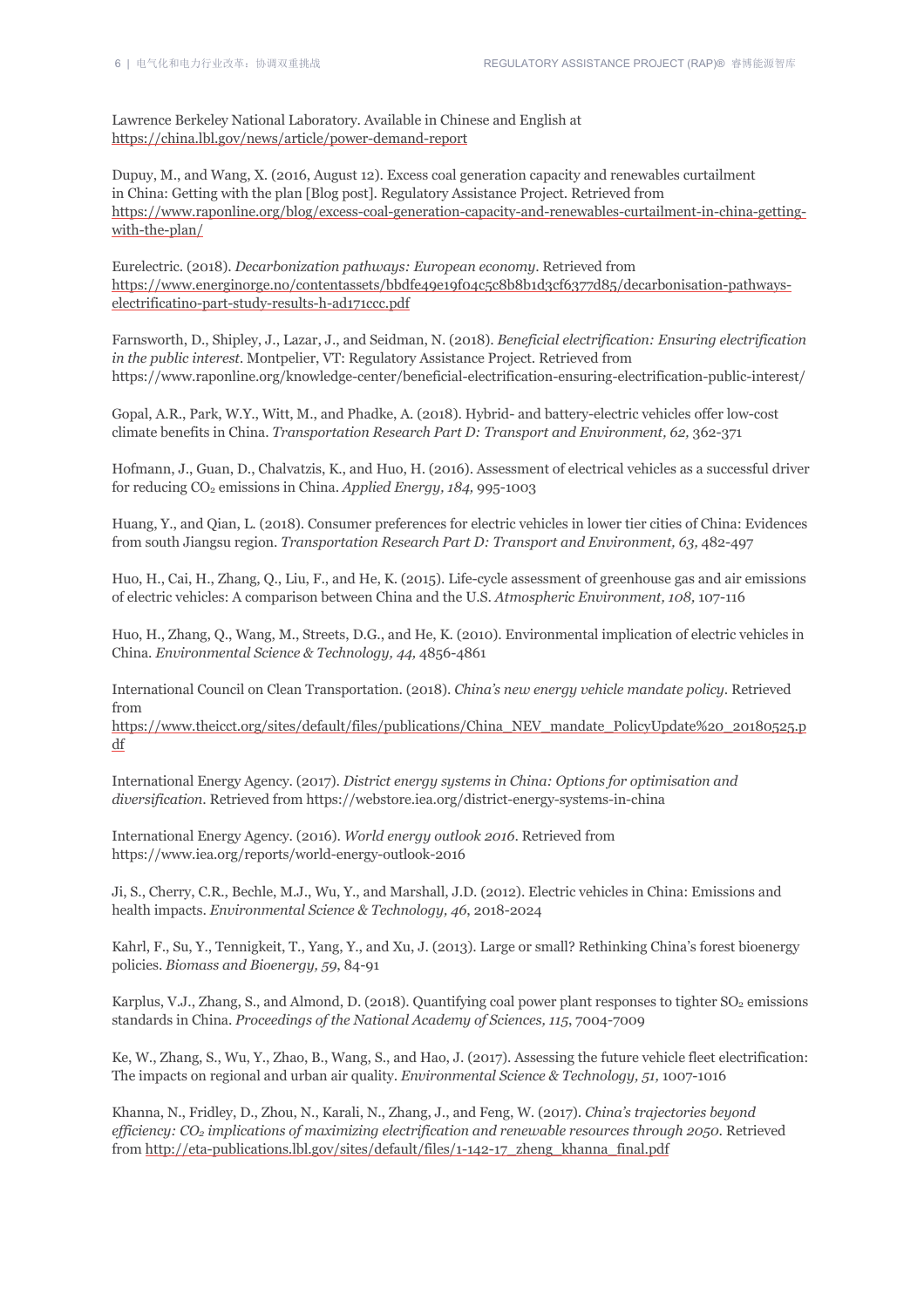Lawrence Berkeley National Laboratory. Available in Chinese and English at https://china.lbl.gov/news/article/power-demand-report

Dupuy, M., and Wang, X. (2016, August 12). Excess coal generation capacity and renewables curtailment in China: Getting with the plan [Blog post]. Regulatory Assistance Project. Retrieved from https://www.raponline.org/blog/excess-coal-generation-capacity-and-renewables-curtailment-in-china-getting-with-the-plan/

Eurelectric. (2018). *Decarbonization pathways: European economy*. Retrieved from https://www.energinorge.no/contentassets/bbdfe49e19f04c5c8b8b1d3cf6377d85/decarbonisation-pathways-electrificatino-part-study-results-h-ad171ccc.pdf

Farnsworth, D., Shipley, J., Lazar, J., and Seidman, N. (2018). *Beneficial electrification: Ensuring electrification in the public interest*. Montpelier, VT: Regulatory Assistance Project. Retrieved from https://www.raponline.org/knowledge-center/beneficial-electrification-ensuring-electrification-public-interest/

Gopal, A.R., Park, W.Y., Witt, M., and Phadke, A. (2018). Hybrid- and battery-electric vehicles offer low-cost climate benefits in China. *Transportation Research Part D: Transport and Environment, 62,* 362-371

Hofmann, J., Guan, D., Chalvatzis, K., and Huo, H. (2016). Assessment of electrical vehicles as a successful driver for reducing $CO_2$ emissions in China. *Applied Energy, 184,* 995-1003

Huang, Y., and Qian, L. (2018). Consumer preferences for electric vehicles in lower tier cities of China: Evidences from south Jiangsu region. *Transportation Research Part D: Transport and Environment, 63,* 482-497

Huo, H., Cai, H., Zhang, Q., Liu, F., and He, K. (2015). Life-cycle assessment of greenhouse gas and air emissions of electric vehicles: A comparison between China and the U.S. *Atmospheric Environment, 108,* 107-116

Huo, H., Zhang, Q., Wang, M., Streets, D.G., and He, K. (2010). Environmental implication of electric vehicles in China. *Environmental Science & Technology, 44,* 4856-4861

International Council on Clean Transportation. (2018). *China's new energy vehicle mandate policy*. Retrieved from https://www.theicct.org/sites/default/files/publications/China_NEV_mandate_PolicyUpdate%20_20180525.pdf

International Energy Agency. (2017). *District energy systems in China: Options for optimisation and diversification*. Retrieved from https://webstore.iea.org/district-energy-systems-in-china

International Energy Agency. (2016). *World energy outlook 2016*. Retrieved from https://www.iea.org/reports/world-energy-outlook-2016

Ji, S., Cherry, C.R., Bechle, M.J., Wu, Y., and Marshall, J.D. (2012). Electric vehicles in China: Emissions and health impacts. *Environmental Science & Technology, 46*, 2018-2024

Kahrl, F., Su, Y., Tennigkeit, T., Yang, Y., and Xu, J. (2013). Large or small? Rethinking China's forest bioenergy policies. *Biomass and Bioenergy, 59*, 84-91

Karplus, V.J., Zhang, S., and Almond, D. (2018). Quantifying coal power plant responses to tighter $SO_2$ emissions standards in China. *Proceedings of the National Academy of Sciences, 115*, 7004-7009

Ke, W., Zhang, S., Wu, Y., Zhao, B., Wang, S., and Hao, J. (2017). Assessing the future vehicle fleet electrification: The impacts on regional and urban air quality. *Environmental Science & Technology, 51,* 1007-1016

Khanna, N., Fridley, D., Zhou, N., Karali, N., Zhang, J., and Feng, W. (2017). *China's trajectories beyond efficiency: $CO_2$ implications of maximizing electrification and renewable resources through 2050*. Retrieved from http://eta-publications.lbl.gov/sites/default/files/1-142-17_zheng_khanna_final.pdf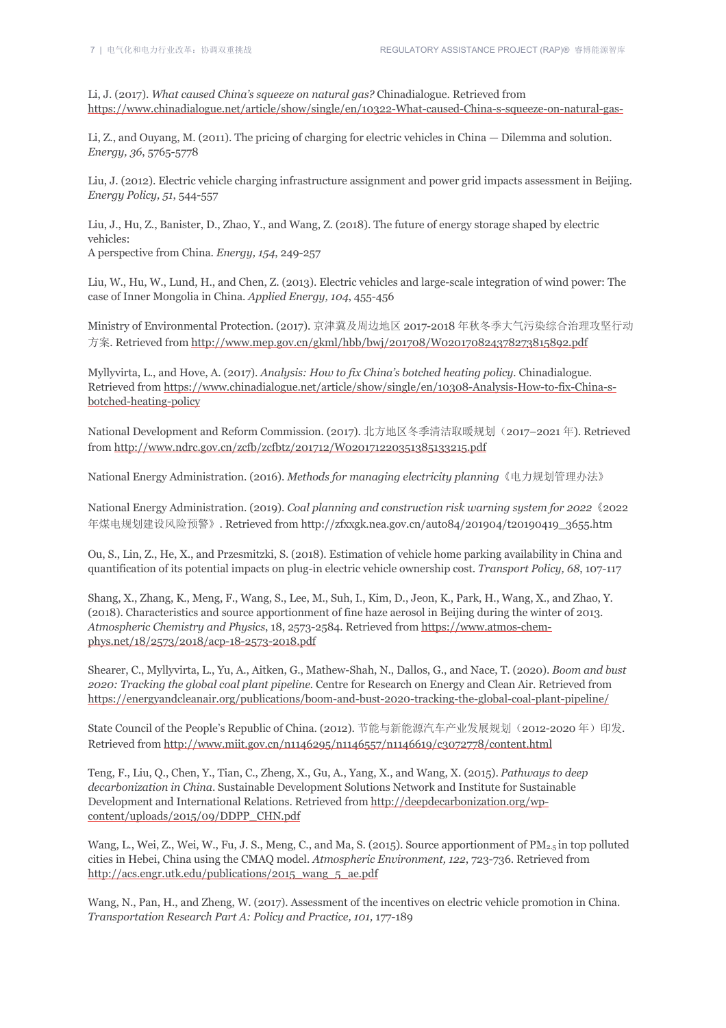Li, J. (2017). *What caused China's squeeze on natural gas?* Chinadialogue. Retrieved from https://www.chinadialogue.net/article/show/single/en/10322-What-caused-China-s-squeeze-on-natural-gas-

Li, Z., and Ouyang, M. (2011). The pricing of charging for electric vehicles in China — Dilemma and solution. *Energy, 36*, 5765-5778

Liu, J. (2012). Electric vehicle charging infrastructure assignment and power grid impacts assessment in Beijing. *Energy Policy, 51*, 544-557

Liu, J., Hu, Z., Banister, D., Zhao, Y., and Wang, Z. (2018). The future of energy storage shaped by electric vehicles:
A perspective from China. *Energy, 154*, 249-257

Liu, W., Hu, W., Lund, H., and Chen, Z. (2013). Electric vehicles and large-scale integration of wind power: The case of Inner Mongolia in China. *Applied Energy, 104*, 455-456

Ministry of Environmental Protection. (2017). 京津冀及周边地区 2017-2018 年秋冬季大气污染综合治理攻坚行动方案. Retrieved from http://www.mep.gov.cn/gkml/hbb/bwj/201708/W020170824378273815892.pdf

Myllyvirta, L., and Hove, A. (2017). *Analysis: How to fix China's botched heating policy*. Chinadialogue. Retrieved from https://www.chinadialogue.net/article/show/single/en/10308-Analysis-How-to-fix-China-s-botched-heating-policy

National Development and Reform Commission. (2017). 北方地区冬季清洁取暖规划（2017–2021 年). Retrieved from http://www.ndrc.gov.cn/zcfb/zcfbtz/201712/W020171220351385133215.pdf

National Energy Administration. (2016). *Methods for managing electricity planning*《电力规划管理办法》

National Energy Administration. (2019). *Coal planning and construction risk warning system for 2022*《2022 年煤电规划建设风险预警》. Retrieved from http://zfxxgk.nea.gov.cn/auto84/201904/t20190419_3655.htm

Ou, S., Lin, Z., He, X., and Przesmitzki, S. (2018). Estimation of vehicle home parking availability in China and quantification of its potential impacts on plug-in electric vehicle ownership cost. *Transport Policy, 68*, 107-117

Shang, X., Zhang, K., Meng, F., Wang, S., Lee, M., Suh, I., Kim, D., Jeon, K., Park, H., Wang, X., and Zhao, Y. (2018). Characteristics and source apportionment of fine haze aerosol in Beijing during the winter of 2013. *Atmospheric Chemistry and Physics*, 18, 2573-2584. Retrieved from https://www.atmos-chem-phys.net/18/2573/2018/acp-18-2573-2018.pdf

Shearer, C., Myllyvirta, L., Yu, A., Aitken, G., Mathew-Shah, N., Dallos, G., and Nace, T. (2020). *Boom and bust 2020: Tracking the global coal plant pipeline*. Centre for Research on Energy and Clean Air. Retrieved from https://energyandcleanair.org/publications/boom-and-bust-2020-tracking-the-global-coal-plant-pipeline/

State Council of the People's Republic of China. (2012). 节能与新能源汽车产业发展规划（2012-2020 年）印发. Retrieved from http://www.miit.gov.cn/n1146295/n1146557/n1146619/c3072778/content.html

Teng, F., Liu, Q., Chen, Y., Tian, C., Zheng, X., Gu, A., Yang, X., and Wang, X. (2015). *Pathways to deep decarbonization in China*. Sustainable Development Solutions Network and Institute for Sustainable Development and International Relations. Retrieved from http://deepdecarbonization.org/wp-content/uploads/2015/09/DDPP_CHN.pdf

Wang, L., Wei, Z., Wei, W., Fu, J. S., Meng, C., and Ma, S. (2015). Source apportionment of $PM_{2.5}$ in top polluted cities in Hebei, China using the CMAQ model. *Atmospheric Environment, 122*, 723-736. Retrieved from http://acs.engr.utk.edu/publications/2015_wang_5_ae.pdf

Wang, N., Pan, H., and Zheng, W. (2017). Assessment of the incentives on electric vehicle promotion in China. *Transportation Research Part A: Policy and Practice, 101*, 177-189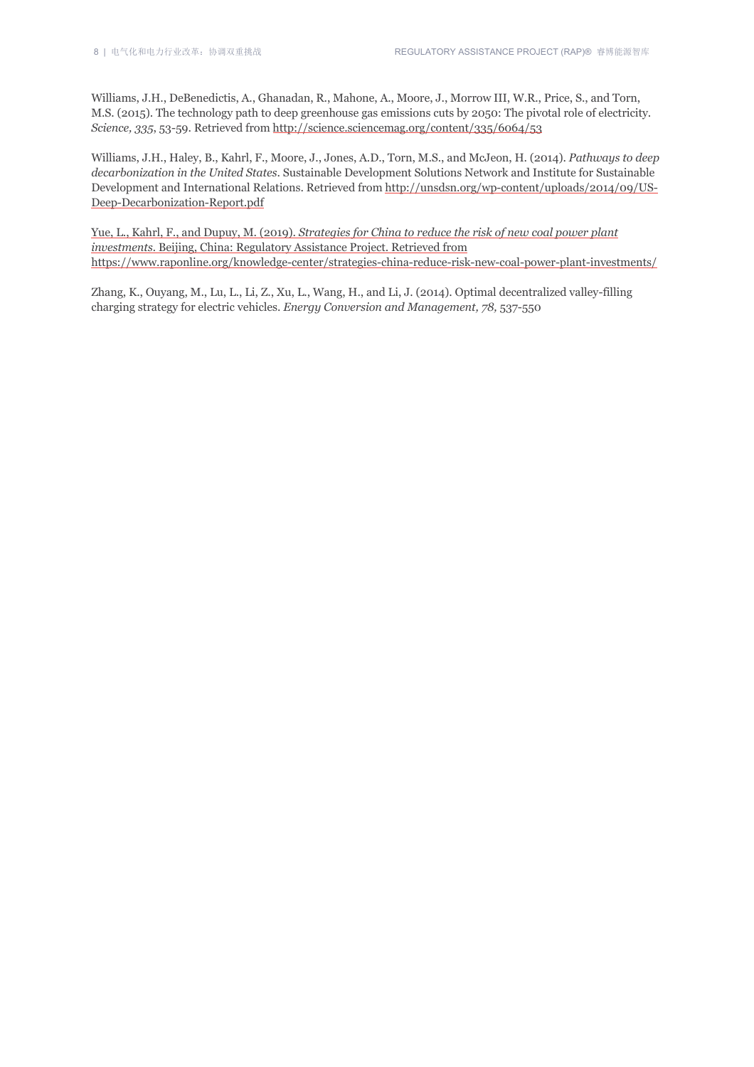Williams, J.H., DeBenedictis, A., Ghanadan, R., Mahone, A., Moore, J., Morrow III, W.R., Price, S., and Torn, M.S. (2015). The technology path to deep greenhouse gas emissions cuts by 2050: The pivotal role of electricity. *Science, 335*, 53-59. Retrieved from http://science.sciencemag.org/content/335/6064/53

Williams, J.H., Haley, B., Kahrl, F., Moore, J., Jones, A.D., Torn, M.S., and McJeon, H. (2014). *Pathways to deep decarbonization in the United States*. Sustainable Development Solutions Network and Institute for Sustainable Development and International Relations. Retrieved from http://unsdsn.org/wp-content/uploads/2014/09/US-Deep-Decarbonization-Report.pdf

Yue, L., Kahrl, F., and Dupuy, M. (2019). *Strategies for China to reduce the risk of new coal power plant investments*. Beijing, China: Regulatory Assistance Project. Retrieved from https://www.raponline.org/knowledge-center/strategies-china-reduce-risk-new-coal-power-plant-investments/

Zhang, K., Ouyang, M., Lu, L., Li, Z., Xu, L., Wang, H., and Li, J. (2014). Optimal decentralized valley-filling charging strategy for electric vehicles. *Energy Conversion and Management, 78*, 537-550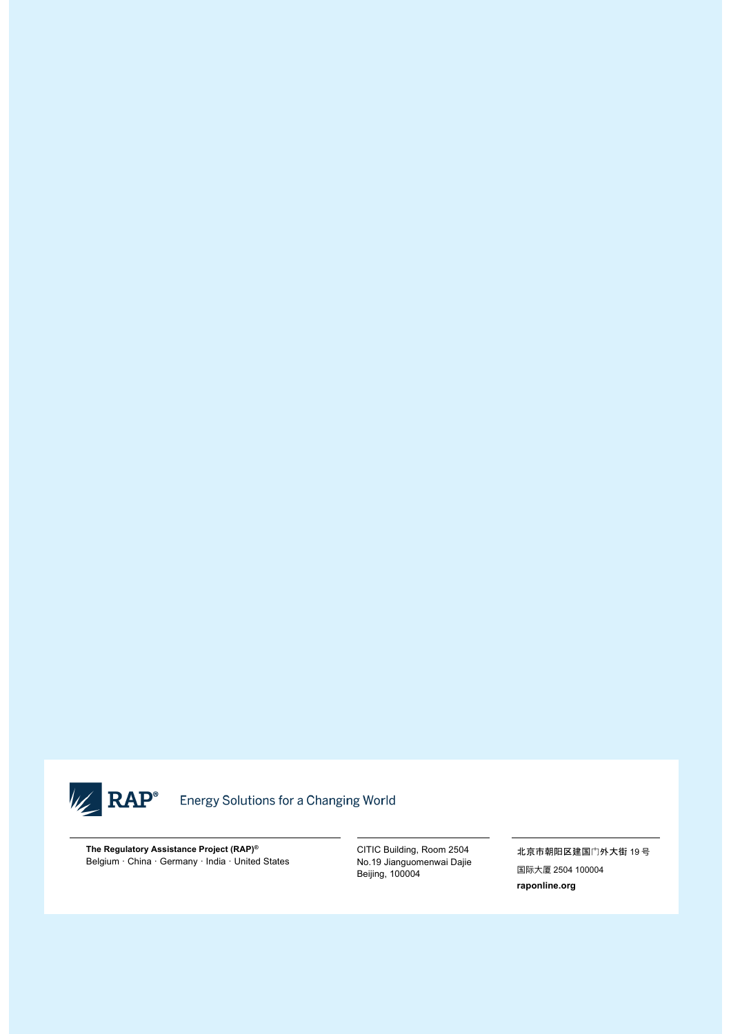RAP® Energy Solutions for a Changing World

**The Regulatory Assistance Project (RAP)®**
Belgium · China · Germany · India · United States

CITIC Building, Room 2504
No.19 Jianguomenwai Dajie
Beijing, 100004

北京市朝阳区建国门外大街 19 号
国际大厦 2504 100004
**raponline.org**